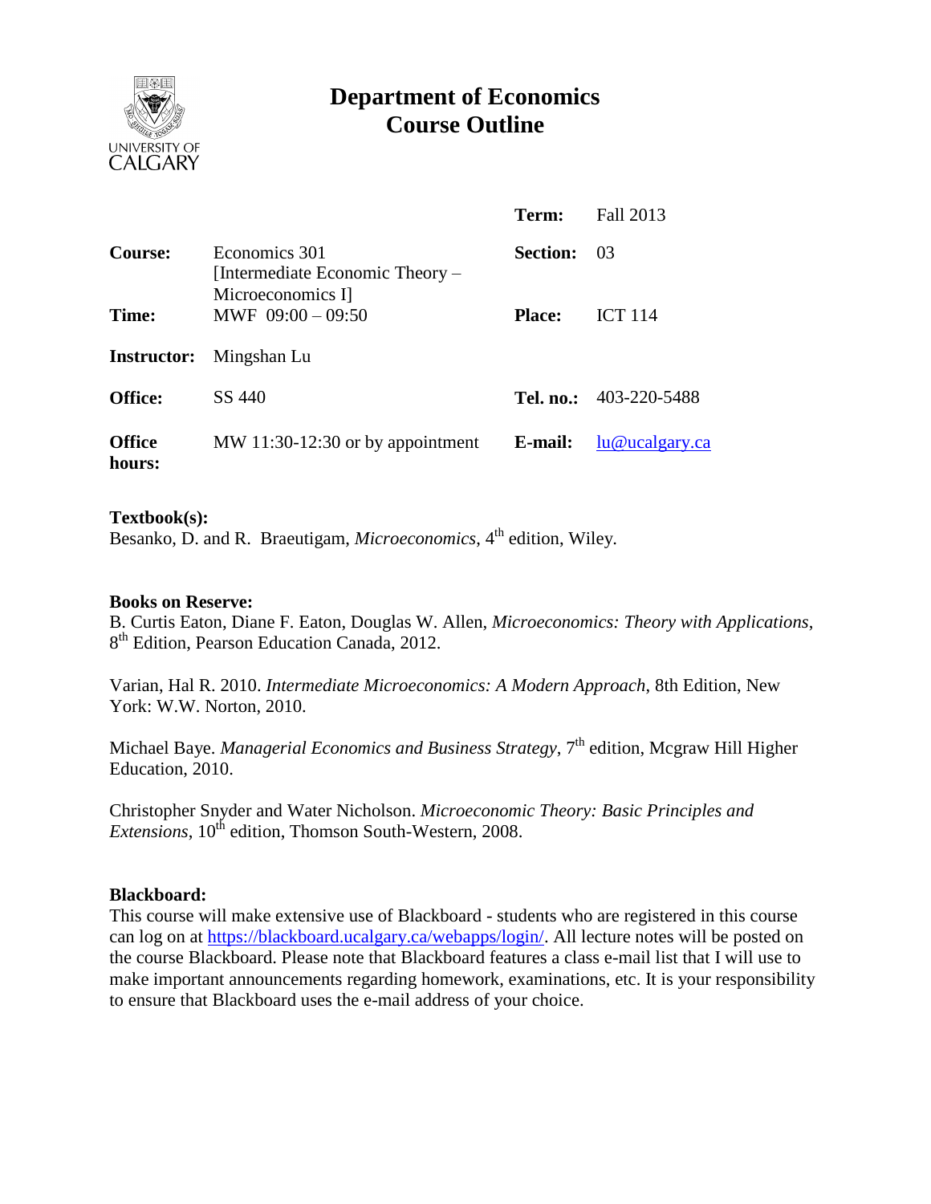# Department of Economics
# Course Outline

| | | | |
|---|---|---|---|
| | | **Term:** | Fall 2013 |
| **Course:** | Economics 301 [Intermediate Economic Theory – Microeconomics I] | **Section:** | 03 |
| **Time:** | MWF 09:00 – 09:50 | **Place:** | ICT 114 |
| **Instructor:** | Mingshan Lu | | |
| **Office:** | SS 440 | **Tel. no.:** | 403-220-5488 |
| **Office hours:** | MW 11:30-12:30 or by appointment | **E-mail:** | lu@ucalgary.ca |

**Textbook(s):**
Besanko, D. and R. Braeutigam, *Microeconomics*, 4th edition, Wiley.

**Books on Reserve:**
B. Curtis Eaton, Diane F. Eaton, Douglas W. Allen, *Microeconomics: Theory with Applications*, 8th Edition, Pearson Education Canada, 2012.

Varian, Hal R. 2010. *Intermediate Microeconomics: A Modern Approach*, 8th Edition, New York: W.W. Norton, 2010.

Michael Baye. *Managerial Economics and Business Strategy*, 7th edition, Mcgraw Hill Higher Education, 2010.

Christopher Snyder and Water Nicholson. *Microeconomic Theory: Basic Principles and Extensions*, 10th edition, Thomson South-Western, 2008.

**Blackboard:**
This course will make extensive use of Blackboard - students who are registered in this course can log on at https://blackboard.ucalgary.ca/webapps/login/. All lecture notes will be posted on the course Blackboard. Please note that Blackboard features a class e-mail list that I will use to make important announcements regarding homework, examinations, etc. It is your responsibility to ensure that Blackboard uses the e-mail address of your choice.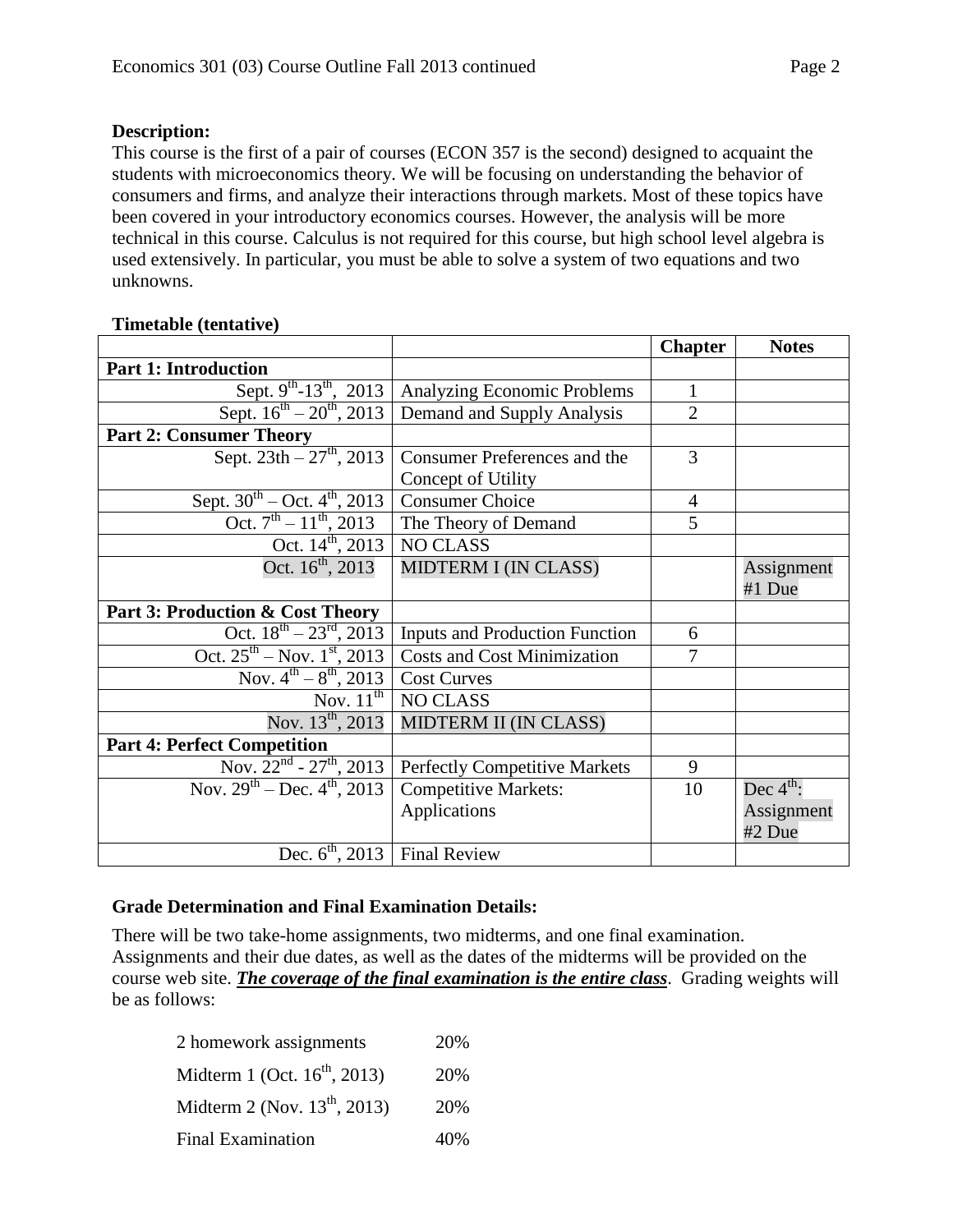**Description:**

This course is the first of a pair of courses (ECON 357 is the second) designed to acquaint the students with microeconomics theory. We will be focusing on understanding the behavior of consumers and firms, and analyze their interactions through markets. Most of these topics have been covered in your introductory economics courses. However, the analysis will be more technical in this course. Calculus is not required for this course, but high school level algebra is used extensively. In particular, you must be able to solve a system of two equations and two unknowns.

**Timetable (tentative)**

| | | **Chapter** | **Notes** |
|---|---|---|---|
| **Part 1: Introduction** | | | |
| Sept. 9th-13th, 2013 | Analyzing Economic Problems | 1 | |
| Sept. 16th – 20th, 2013 | Demand and Supply Analysis | 2 | |
| **Part 2: Consumer Theory** | | | |
| Sept. 23th – 27th, 2013 | Consumer Preferences and the Concept of Utility | 3 | |
| Sept. 30th – Oct. 4th, 2013 | Consumer Choice | 4 | |
| Oct. 7th – 11th, 2013 | The Theory of Demand | 5 | |
| Oct. 14th, 2013 | NO CLASS | | |
| Oct. 16th, 2013 | MIDTERM I (IN CLASS) | | Assignment #1 Due |
| **Part 3: Production & Cost Theory** | | | |
| Oct. 18th – 23rd, 2013 | Inputs and Production Function | 6 | |
| Oct. 25th – Nov. 1st, 2013 | Costs and Cost Minimization | 7 | |
| Nov. 4th – 8th, 2013 | Cost Curves | | |
| Nov. 11th | NO CLASS | | |
| Nov. 13th, 2013 | MIDTERM II (IN CLASS) | | |
| **Part 4: Perfect Competition** | | | |
| Nov. 22nd - 27th, 2013 | Perfectly Competitive Markets | 9 | |
| Nov. 29th – Dec. 4th, 2013 | Competitive Markets: Applications | 10 | Dec 4th: Assignment #2 Due |
| Dec. 6th, 2013 | Final Review | | |

**Grade Determination and Final Examination Details:**

There will be two take-home assignments, two midterms, and one final examination. Assignments and their due dates, as well as the dates of the midterms will be provided on the course web site. ***The coverage of the final examination is the entire class***. Grading weights will be as follows:

| | |
|---|---|
| 2 homework assignments | 20% |
| Midterm 1 (Oct. 16th, 2013) | 20% |
| Midterm 2 (Nov. 13th, 2013) | 20% |
| Final Examination | 40% |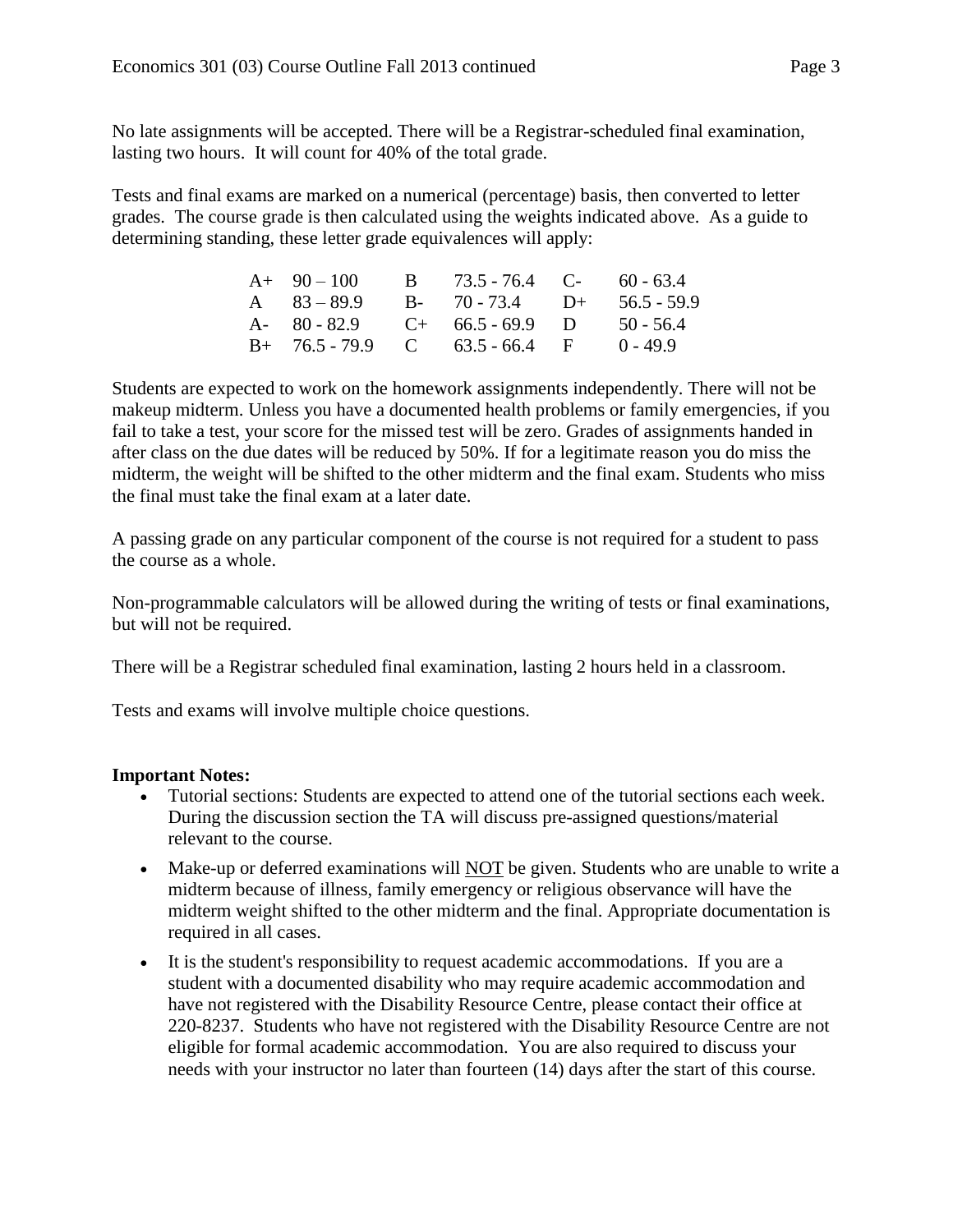No late assignments will be accepted. There will be a Registrar-scheduled final examination, lasting two hours. It will count for 40% of the total grade.

Tests and final exams are marked on a numerical (percentage) basis, then converted to letter grades. The course grade is then calculated using the weights indicated above. As a guide to determining standing, these letter grade equivalences will apply:

| | | | | | |
|---|---|---|---|---|---|
| A+ | 90 – 100 | B | 73.5 - 76.4 | C- | 60 - 63.4 |
| A | 83 – 89.9 | B- | 70 - 73.4 | D+ | 56.5 - 59.9 |
| A- | 80 - 82.9 | C+ | 66.5 - 69.9 | D | 50 - 56.4 |
| B+ | 76.5 - 79.9 | C | 63.5 - 66.4 | F | 0 - 49.9 |

Students are expected to work on the homework assignments independently. There will not be makeup midterm. Unless you have a documented health problems or family emergencies, if you fail to take a test, your score for the missed test will be zero. Grades of assignments handed in after class on the due dates will be reduced by 50%. If for a legitimate reason you do miss the midterm, the weight will be shifted to the other midterm and the final exam. Students who miss the final must take the final exam at a later date.

A passing grade on any particular component of the course is not required for a student to pass the course as a whole.

Non-programmable calculators will be allowed during the writing of tests or final examinations, but will not be required.

There will be a Registrar scheduled final examination, lasting 2 hours held in a classroom.

Tests and exams will involve multiple choice questions.

**Important Notes:**

- Tutorial sections: Students are expected to attend one of the tutorial sections each week. During the discussion section the TA will discuss pre-assigned questions/material relevant to the course.
- Make-up or deferred examinations will NOT be given. Students who are unable to write a midterm because of illness, family emergency or religious observance will have the midterm weight shifted to the other midterm and the final. Appropriate documentation is required in all cases.
- It is the student's responsibility to request academic accommodations. If you are a student with a documented disability who may require academic accommodation and have not registered with the Disability Resource Centre, please contact their office at 220-8237. Students who have not registered with the Disability Resource Centre are not eligible for formal academic accommodation. You are also required to discuss your needs with your instructor no later than fourteen (14) days after the start of this course.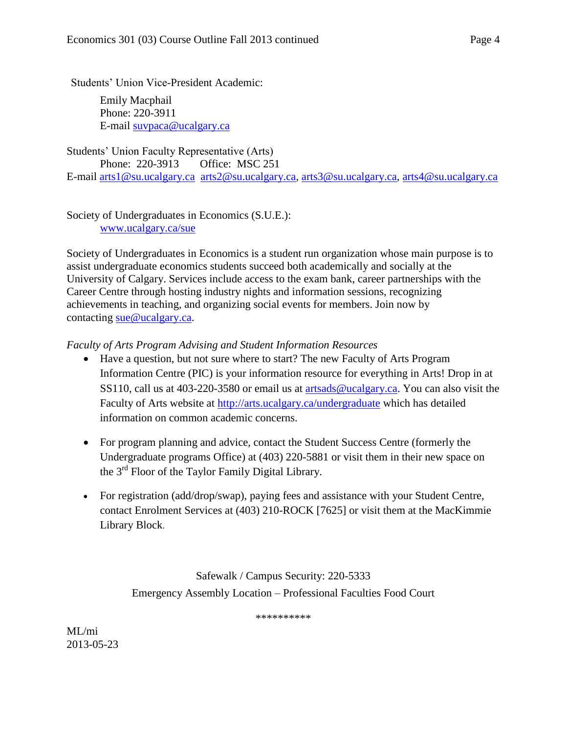Students' Union Vice-President Academic:

Emily Macphail
Phone: 220-3911
E-mail suvpaca@ucalgary.ca

Students' Union Faculty Representative (Arts)
Phone: 220-3913 Office: MSC 251
E-mail arts1@su.ucalgary.ca arts2@su.ucalgary.ca, arts3@su.ucalgary.ca, arts4@su.ucalgary.ca

Society of Undergraduates in Economics (S.U.E.):
www.ucalgary.ca/sue

Society of Undergraduates in Economics is a student run organization whose main purpose is to assist undergraduate economics students succeed both academically and socially at the University of Calgary. Services include access to the exam bank, career partnerships with the Career Centre through hosting industry nights and information sessions, recognizing achievements in teaching, and organizing social events for members. Join now by contacting sue@ucalgary.ca.

*Faculty of Arts Program Advising and Student Information Resources*

- Have a question, but not sure where to start? The new Faculty of Arts Program Information Centre (PIC) is your information resource for everything in Arts! Drop in at SS110, call us at 403-220-3580 or email us at artsads@ucalgary.ca. You can also visit the Faculty of Arts website at http://arts.ucalgary.ca/undergraduate which has detailed information on common academic concerns.
- For program planning and advice, contact the Student Success Centre (formerly the Undergraduate programs Office) at (403) 220-5881 or visit them in their new space on the 3rd Floor of the Taylor Family Digital Library.
- For registration (add/drop/swap), paying fees and assistance with your Student Centre, contact Enrolment Services at (403) 210-ROCK [7625] or visit them at the MacKimmie Library Block.

Safewalk / Campus Security: 220-5333

Emergency Assembly Location – Professional Faculties Food Court

**********

ML/mi
2013-05-23